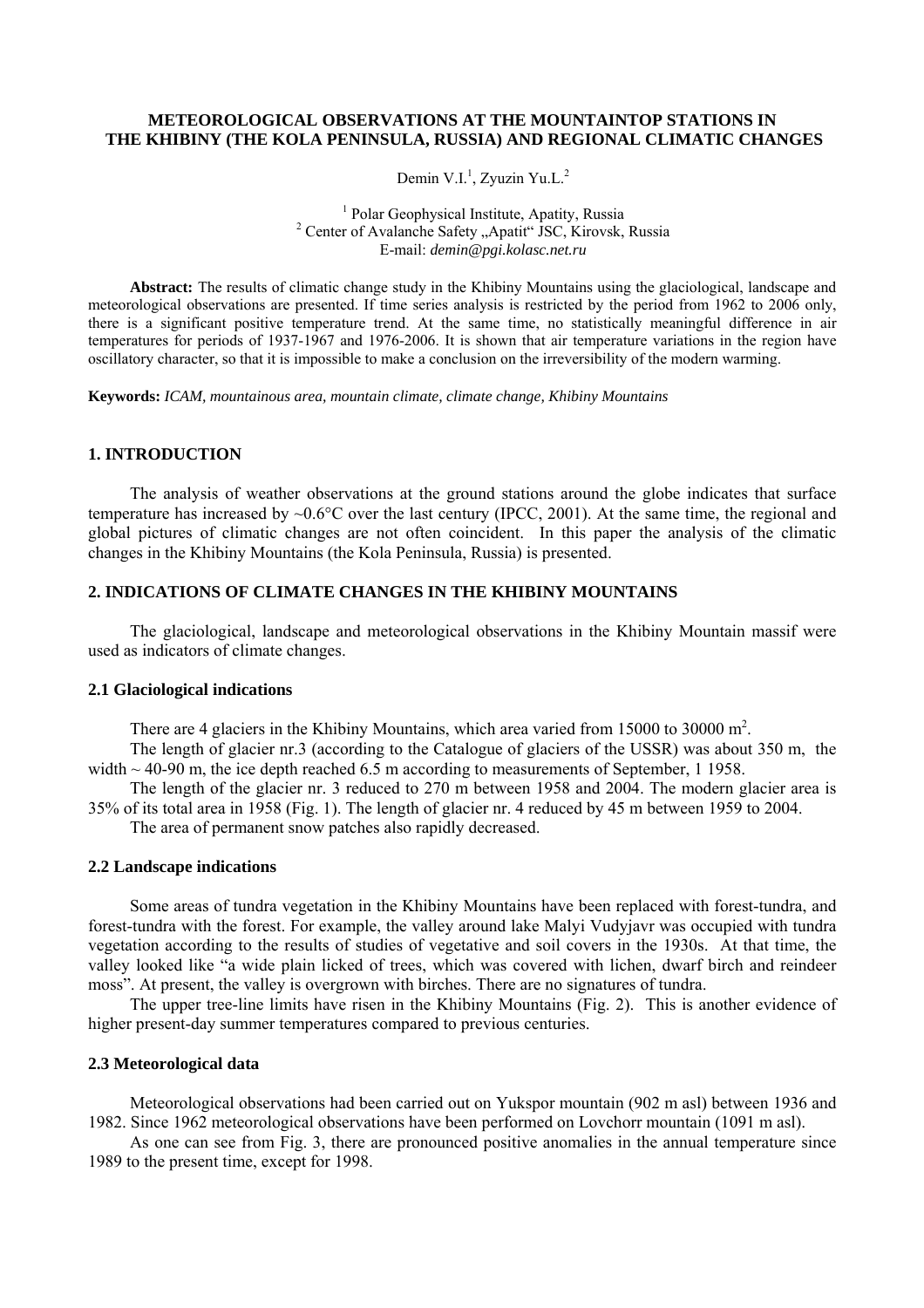# METEOROLOGICAL OBSERVATIONS AT THE MOUNTAINTOP STATIONS IN THE KHIBINY (THE KOLA PENINSULA, RUSSIA) AND REGIONAL CLIMATIC CHANGES

Demin V.I.[1], Zyuzin Yu.L.[2]

[1] Polar Geophysical Institute, Apatity, Russia
[2] Center of Avalanche Safety „Apatit“ JSC, Kirovsk, Russia
E-mail: *demin@pgi.kolasc.net.ru*

**Abstract:** The results of climatic change study in the Khibiny Mountains using the glaciological, landscape and meteorological observations are presented. If time series analysis is restricted by the period from 1962 to 2006 only, there is a significant positive temperature trend. At the same time, no statistically meaningful difference in air temperatures for periods of 1937-1967 and 1976-2006. It is shown that air temperature variations in the region have oscillatory character, so that it is impossible to make a conclusion on the irreversibility of the modern warming.

**Keywords:** *ICAM, mountainous area, mountain climate, climate change, Khibiny Mountains*

## 1. INTRODUCTION

The analysis of weather observations at the ground stations around the globe indicates that surface temperature has increased by ~0.6°C over the last century (IPCC, 2001). At the same time, the regional and global pictures of climatic changes are not often coincident. In this paper the analysis of the climatic changes in the Khibiny Mountains (the Kola Peninsula, Russia) is presented.

## 2. INDICATIONS OF CLIMATE CHANGES IN THE KHIBINY MOUNTAINS

The glaciological, landscape and meteorological observations in the Khibiny Mountain massif were used as indicators of climate changes.

### 2.1 Glaciological indications

There are 4 glaciers in the Khibiny Mountains, which area varied from 15000 to 30000 m$^2$.

The length of glacier nr.3 (according to the Catalogue of glaciers of the USSR) was about 350 m, the width ~ 40-90 m, the ice depth reached 6.5 m according to measurements of September, 1 1958.

The length of the glacier nr. 3 reduced to 270 m between 1958 and 2004. The modern glacier area is 35% of its total area in 1958 (Fig. 1). The length of glacier nr. 4 reduced by 45 m between 1959 to 2004.

The area of permanent snow patches also rapidly decreased.

### 2.2 Landscape indications

Some areas of tundra vegetation in the Khibiny Mountains have been replaced with forest-tundra, and forest-tundra with the forest. For example, the valley around lake Malyi Vudyjavr was occupied with tundra vegetation according to the results of studies of vegetative and soil covers in the 1930s. At that time, the valley looked like "a wide plain licked of trees, which was covered with lichen, dwarf birch and reindeer moss". At present, the valley is overgrown with birches. There are no signatures of tundra.

The upper tree-line limits have risen in the Khibiny Mountains (Fig. 2). This is another evidence of higher present-day summer temperatures compared to previous centuries.

### 2.3 Meteorological data

Meteorological observations had been carried out on Yukspor mountain (902 m asl) between 1936 and 1982. Since 1962 meteorological observations have been performed on Lovchorr mountain (1091 m asl).

As one can see from Fig. 3, there are pronounced positive anomalies in the annual temperature since 1989 to the present time, except for 1998.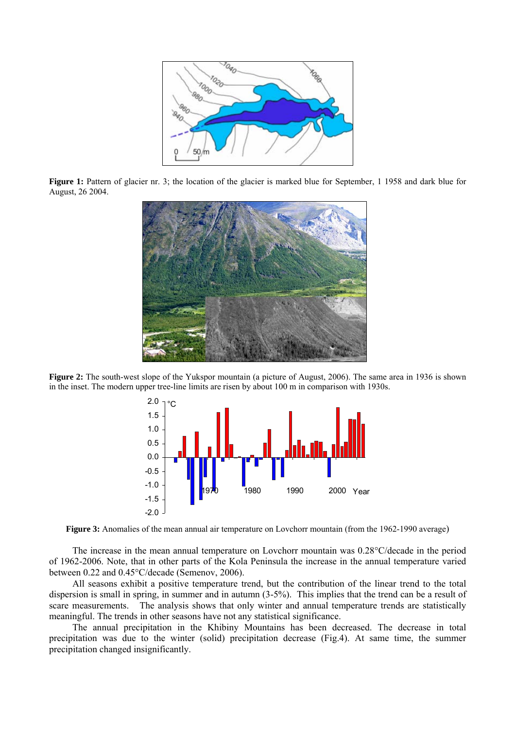**Figure 1:** Pattern of glacier nr. 3; the location of the glacier is marked blue for September, 1 1958 and dark blue for August, 26 2004.

**Figure 2:** The south-west slope of the Yukspor mountain (a picture of August, 2006). The same area in 1936 is shown in the inset. The modern upper tree-line limits are risen by about 100 m in comparison with 1930s.

**Figure 3:** Anomalies of the mean annual air temperature on Lovchorr mountain (from the 1962-1990 average)

The increase in the mean annual temperature on Lovchorr mountain was 0.28°C/decade in the period of 1962-2006. Note, that in other parts of the Kola Peninsula the increase in the annual temperature varied between 0.22 and 0.45°C/decade (Semenov, 2006).

All seasons exhibit a positive temperature trend, but the contribution of the linear trend to the total dispersion is small in spring, in summer and in autumn (3-5%). This implies that the trend can be a result of scare measurements. The analysis shows that only winter and annual temperature trends are statistically meaningful. The trends in other seasons have not any statistical significance.

The annual precipitation in the Khibiny Mountains has been decreased. The decrease in total precipitation was due to the winter (solid) precipitation decrease (Fig.4). At same time, the summer precipitation changed insignificantly.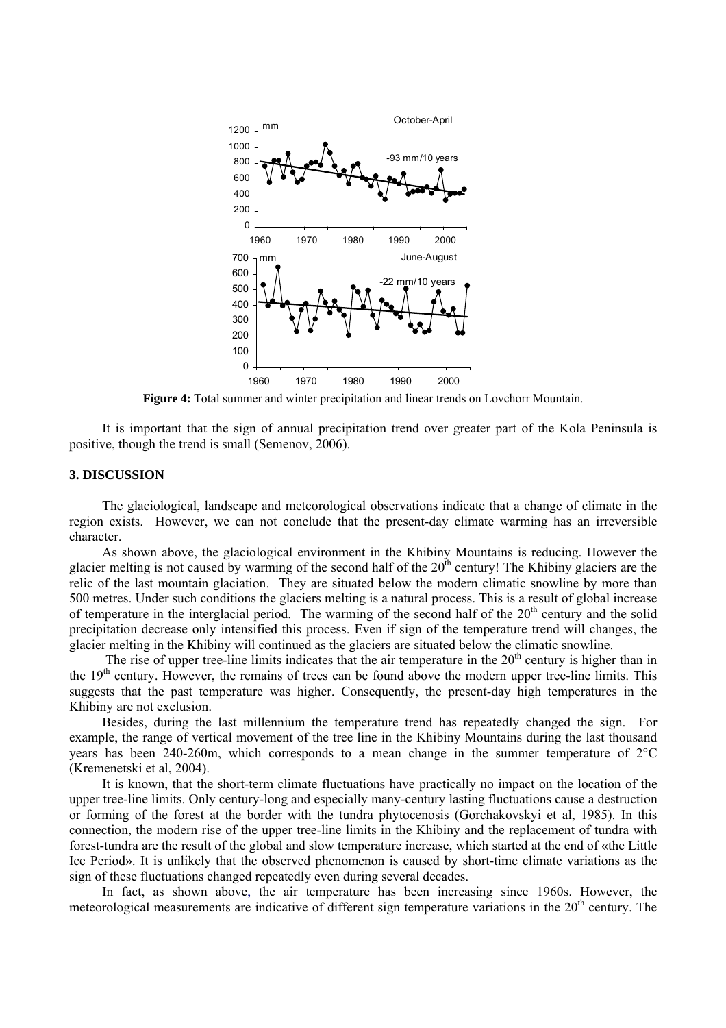**Figure 4:** Total summer and winter precipitation and linear trends on Lovchorr Mountain.

It is important that the sign of annual precipitation trend over greater part of the Kola Peninsula is positive, though the trend is small (Semenov, 2006).

## 3. DISCUSSION

The glaciological, landscape and meteorological observations indicate that a change of climate in the region exists. However, we can not conclude that the present-day climate warming has an irreversible character.

As shown above, the glaciological environment in the Khibiny Mountains is reducing. However the glacier melting is not caused by warming of the second half of the 20th century! The Khibiny glaciers are the relic of the last mountain glaciation. They are situated below the modern climatic snowline by more than 500 metres. Under such conditions the glaciers melting is a natural process. This is a result of global increase of temperature in the interglacial period. The warming of the second half of the 20th century and the solid precipitation decrease only intensified this process. Even if sign of the temperature trend will changes, the glacier melting in the Khibiny will continued as the glaciers are situated below the climatic snowline.

The rise of upper tree-line limits indicates that the air temperature in the 20th century is higher than in the 19th century. However, the remains of trees can be found above the modern upper tree-line limits. This suggests that the past temperature was higher. Consequently, the present-day high temperatures in the Khibiny are not exclusion.

Besides, during the last millennium the temperature trend has repeatedly changed the sign. For example, the range of vertical movement of the tree line in the Khibiny Mountains during the last thousand years has been 240-260m, which corresponds to a mean change in the summer temperature of 2°C (Kremenetski et al, 2004).

It is known, that the short-term climate fluctuations have practically no impact on the location of the upper tree-line limits. Only century-long and especially many-century lasting fluctuations cause a destruction or forming of the forest at the border with the tundra phytocenosis (Gorchakovskyi et al, 1985). In this connection, the modern rise of the upper tree-line limits in the Khibiny and the replacement of tundra with forest-tundra are the result of the global and slow temperature increase, which started at the end of «the Little Ice Period». It is unlikely that the observed phenomenon is caused by short-time climate variations as the sign of these fluctuations changed repeatedly even during several decades.

In fact, as shown above, the air temperature has been increasing since 1960s. However, the meteorological measurements are indicative of different sign temperature variations in the 20th century. The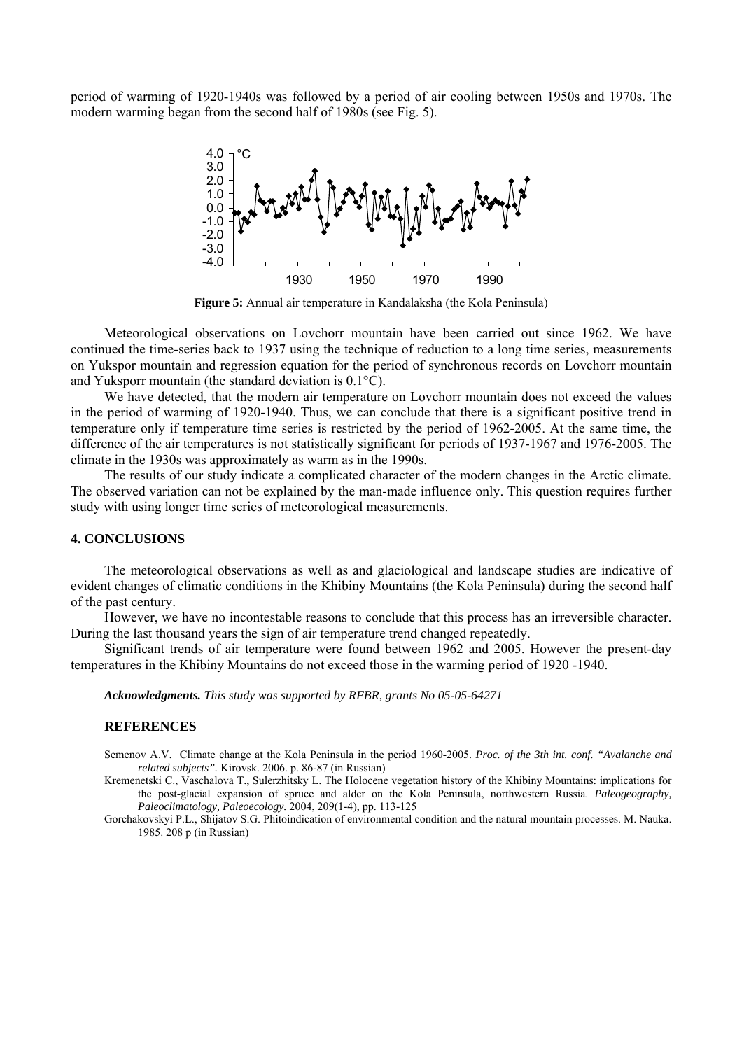period of warming of 1920-1940s was followed by a period of air cooling between 1950s and 1970s. The modern warming began from the second half of 1980s (see Fig. 5).

4.0 °C
3.0
2.0
1.0
0.0
-1.0
-2.0
-3.0
-4.0
1930 1950 1970 1990

**Figure 5:** Annual air temperature in Kandalaksha (the Kola Peninsula)

Meteorological observations on Lovchorr mountain have been carried out since 1962. We have continued the time-series back to 1937 using the technique of reduction to a long time series, measurements on Yukspor mountain and regression equation for the period of synchronous records on Lovchorr mountain and Yuksporr mountain (the standard deviation is 0.1°C).

We have detected, that the modern air temperature on Lovchorr mountain does not exceed the values in the period of warming of 1920-1940. Thus, we can conclude that there is a significant positive trend in temperature only if temperature time series is restricted by the period of 1962-2005. At the same time, the difference of the air temperatures is not statistically significant for periods of 1937-1967 and 1976-2005. The climate in the 1930s was approximately as warm as in the 1990s.

The results of our study indicate a complicated character of the modern changes in the Arctic climate. The observed variation can not be explained by the man-made influence only. This question requires further study with using longer time series of meteorological measurements.

## 4. CONCLUSIONS

The meteorological observations as well as and glaciological and landscape studies are indicative of evident changes of climatic conditions in the Khibiny Mountains (the Kola Peninsula) during the second half of the past century.

However, we have no incontestable reasons to conclude that this process has an irreversible character. During the last thousand years the sign of air temperature trend changed repeatedly.

Significant trends of air temperature were found between 1962 and 2005. However the present-day temperatures in the Khibiny Mountains do not exceed those in the warming period of 1920 -1940.

***Acknowledgments.*** *This study was supported by RFBR, grants No 05-05-64271*

## REFERENCES

Semenov A.V. Climate change at the Kola Peninsula in the period 1960-2005. *Proc. of the 3th int. conf. "Avalanche and related subjects".* Kirovsk. 2006. p. 86-87 (in Russian)

Kremenetski C., Vaschalova T., Sulerzhitsky L. The Holocene vegetation history of the Khibiny Mountains: implications for the post-glacial expansion of spruce and alder on the Kola Peninsula, northwestern Russia. *Paleogeography, Paleoclimatology, Paleoecology.* 2004, 209(1-4), pp. 113-125

Gorchakovskyi P.L., Shijatov S.G. Phitoindication of environmental condition and the natural mountain processes. M. Nauka. 1985. 208 p (in Russian)